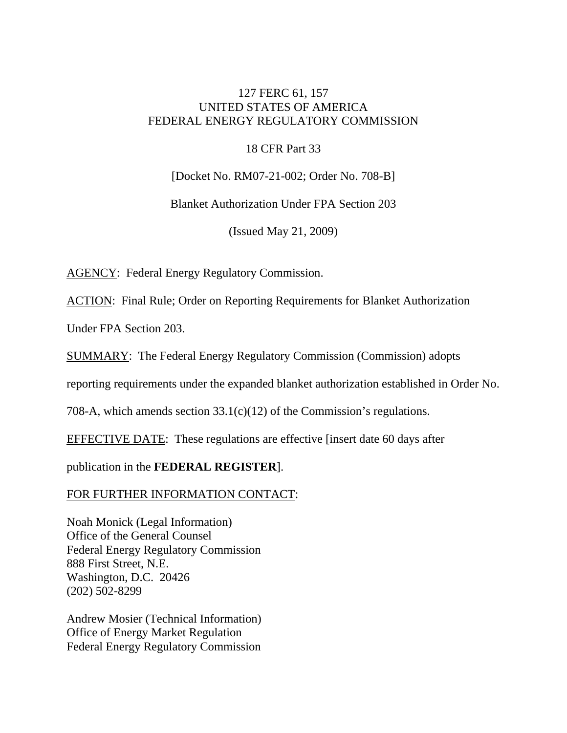127 FERC 61, 157
UNITED STATES OF AMERICA
FEDERAL ENERGY REGULATORY COMMISSION

18 CFR Part 33

[Docket No. RM07-21-002; Order No. 708-B]

Blanket Authorization Under FPA Section 203

(Issued May 21, 2009)

AGENCY: Federal Energy Regulatory Commission.

ACTION: Final Rule; Order on Reporting Requirements for Blanket Authorization Under FPA Section 203.

SUMMARY: The Federal Energy Regulatory Commission (Commission) adopts reporting requirements under the expanded blanket authorization established in Order No. 708-A, which amends section 33.1(c)(12) of the Commission's regulations.

EFFECTIVE DATE: These regulations are effective [insert date 60 days after publication in the **FEDERAL REGISTER**].

FOR FURTHER INFORMATION CONTACT:

Noah Monick (Legal Information)
Office of the General Counsel
Federal Energy Regulatory Commission
888 First Street, N.E.
Washington, D.C. 20426
(202) 502-8299

Andrew Mosier (Technical Information)
Office of Energy Market Regulation
Federal Energy Regulatory Commission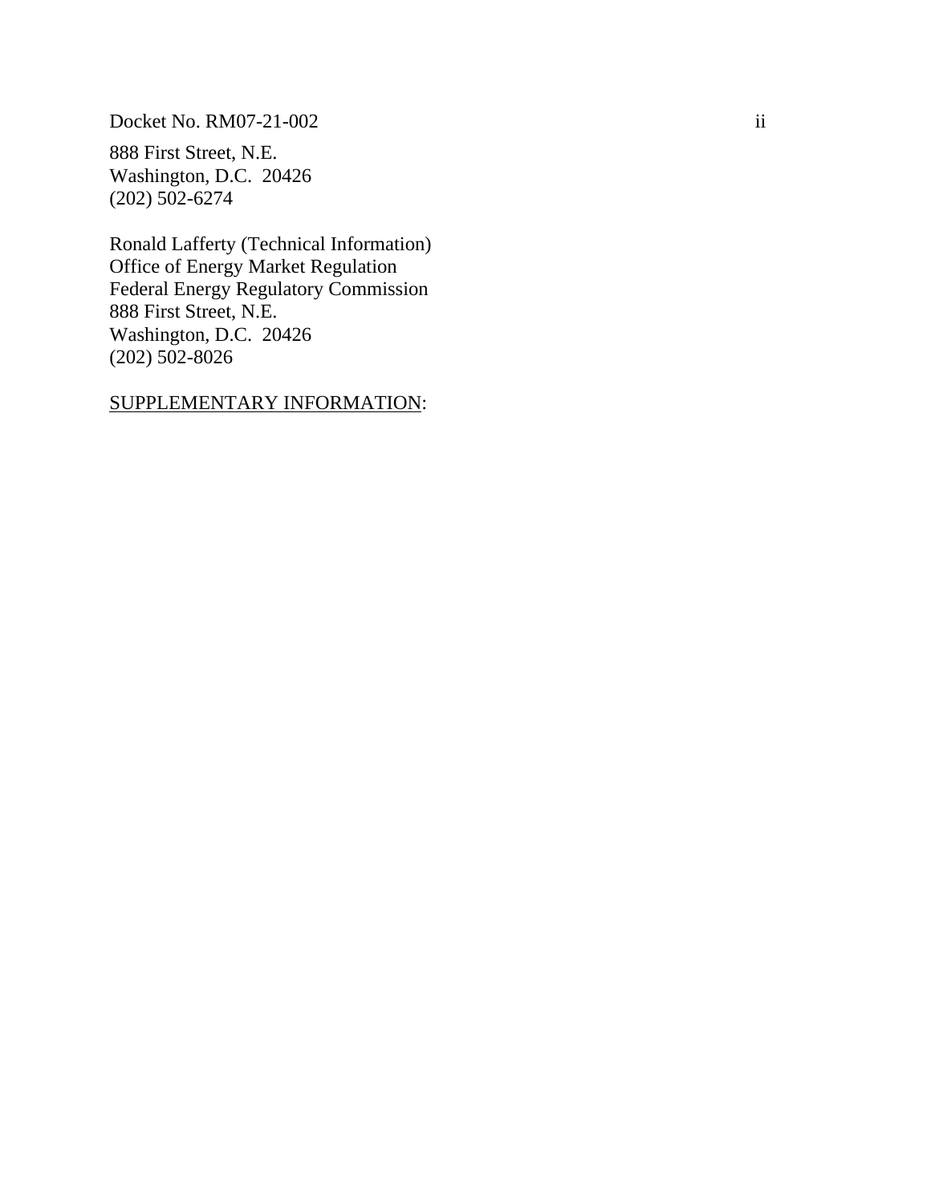888 First Street, N.E.
Washington, D.C. 20426
(202) 502-6274

Ronald Lafferty (Technical Information)
Office of Energy Market Regulation
Federal Energy Regulatory Commission
888 First Street, N.E.
Washington, D.C. 20426
(202) 502-8026

<u>SUPPLEMENTARY INFORMATION</u>: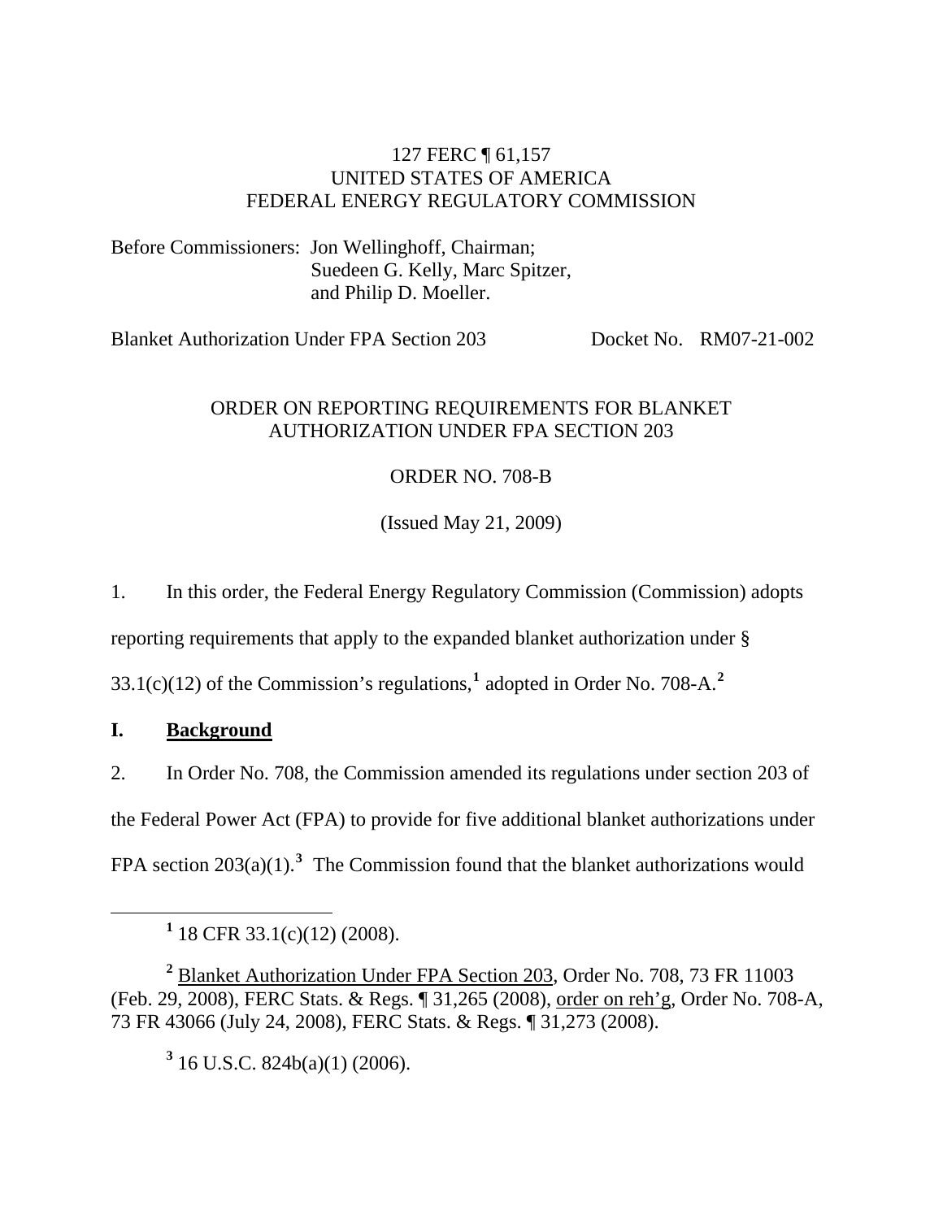127 FERC ¶ 61,157
UNITED STATES OF AMERICA
FEDERAL ENERGY REGULATORY COMMISSION

Before Commissioners: Jon Wellinghoff, Chairman;
Suedeen G. Kelly, Marc Spitzer,
and Philip D. Moeller.

Blanket Authorization Under FPA Section 203 — Docket No. RM07-21-002

ORDER ON REPORTING REQUIREMENTS FOR BLANKET AUTHORIZATION UNDER FPA SECTION 203

ORDER NO. 708-B

(Issued May 21, 2009)

1. In this order, the Federal Energy Regulatory Commission (Commission) adopts reporting requirements that apply to the expanded blanket authorization under § 33.1(c)(12) of the Commission's regulations,[1] adopted in Order No. 708-A.[2]

## I. Background

2. In Order No. 708, the Commission amended its regulations under section 203 of the Federal Power Act (FPA) to provide for five additional blanket authorizations under FPA section 203(a)(1).[3] The Commission found that the blanket authorizations would

---

[1] 18 CFR 33.1(c)(12) (2008).

[2] Blanket Authorization Under FPA Section 203, Order No. 708, 73 FR 11003 (Feb. 29, 2008), FERC Stats. & Regs. ¶ 31,265 (2008), order on reh'g, Order No. 708-A, 73 FR 43066 (July 24, 2008), FERC Stats. & Regs. ¶ 31,273 (2008).

[3] 16 U.S.C. 824b(a)(1) (2006).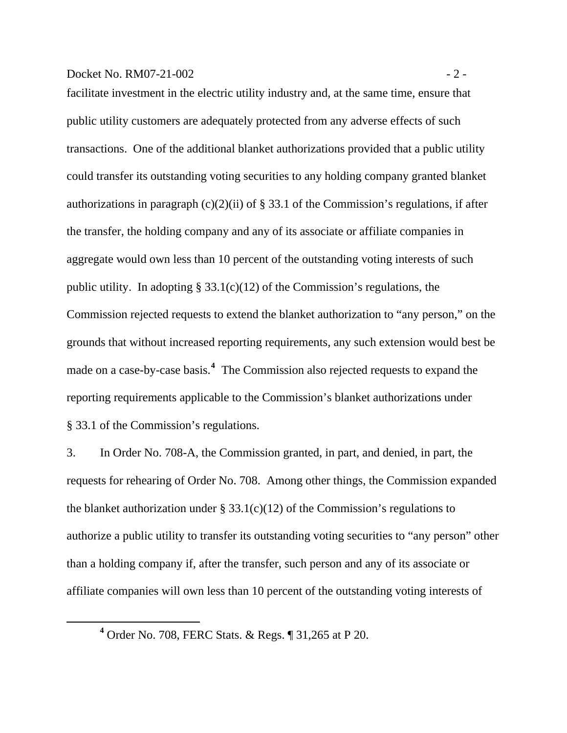facilitate investment in the electric utility industry and, at the same time, ensure that public utility customers are adequately protected from any adverse effects of such transactions. One of the additional blanket authorizations provided that a public utility could transfer its outstanding voting securities to any holding company granted blanket authorizations in paragraph (c)(2)(ii) of § 33.1 of the Commission's regulations, if after the transfer, the holding company and any of its associate or affiliate companies in aggregate would own less than 10 percent of the outstanding voting interests of such public utility. In adopting § 33.1(c)(12) of the Commission's regulations, the Commission rejected requests to extend the blanket authorization to "any person," on the grounds that without increased reporting requirements, any such extension would best be made on a case-by-case basis.[4] The Commission also rejected requests to expand the reporting requirements applicable to the Commission's blanket authorizations under § 33.1 of the Commission's regulations.

3. In Order No. 708-A, the Commission granted, in part, and denied, in part, the requests for rehearing of Order No. 708. Among other things, the Commission expanded the blanket authorization under § 33.1(c)(12) of the Commission's regulations to authorize a public utility to transfer its outstanding voting securities to "any person" other than a holding company if, after the transfer, such person and any of its associate or affiliate companies will own less than 10 percent of the outstanding voting interests of

[4] Order No. 708, FERC Stats. & Regs. ¶ 31,265 at P 20.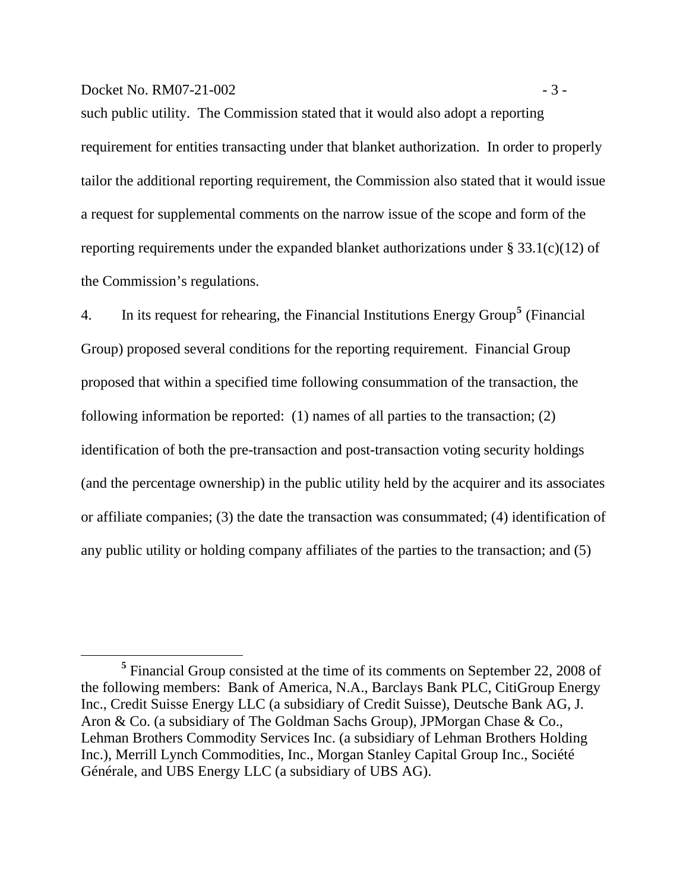such public utility. The Commission stated that it would also adopt a reporting requirement for entities transacting under that blanket authorization. In order to properly tailor the additional reporting requirement, the Commission also stated that it would issue a request for supplemental comments on the narrow issue of the scope and form of the reporting requirements under the expanded blanket authorizations under § 33.1(c)(12) of the Commission's regulations.

4. In its request for rehearing, the Financial Institutions Energy Group[5] (Financial Group) proposed several conditions for the reporting requirement. Financial Group proposed that within a specified time following consummation of the transaction, the following information be reported: (1) names of all parties to the transaction; (2) identification of both the pre-transaction and post-transaction voting security holdings (and the percentage ownership) in the public utility held by the acquirer and its associates or affiliate companies; (3) the date the transaction was consummated; (4) identification of any public utility or holding company affiliates of the parties to the transaction; and (5)

---

[5] Financial Group consisted at the time of its comments on September 22, 2008 of the following members: Bank of America, N.A., Barclays Bank PLC, CitiGroup Energy Inc., Credit Suisse Energy LLC (a subsidiary of Credit Suisse), Deutsche Bank AG, J. Aron & Co. (a subsidiary of The Goldman Sachs Group), JPMorgan Chase & Co., Lehman Brothers Commodity Services Inc. (a subsidiary of Lehman Brothers Holding Inc.), Merrill Lynch Commodities, Inc., Morgan Stanley Capital Group Inc., Société Générale, and UBS Energy LLC (a subsidiary of UBS AG).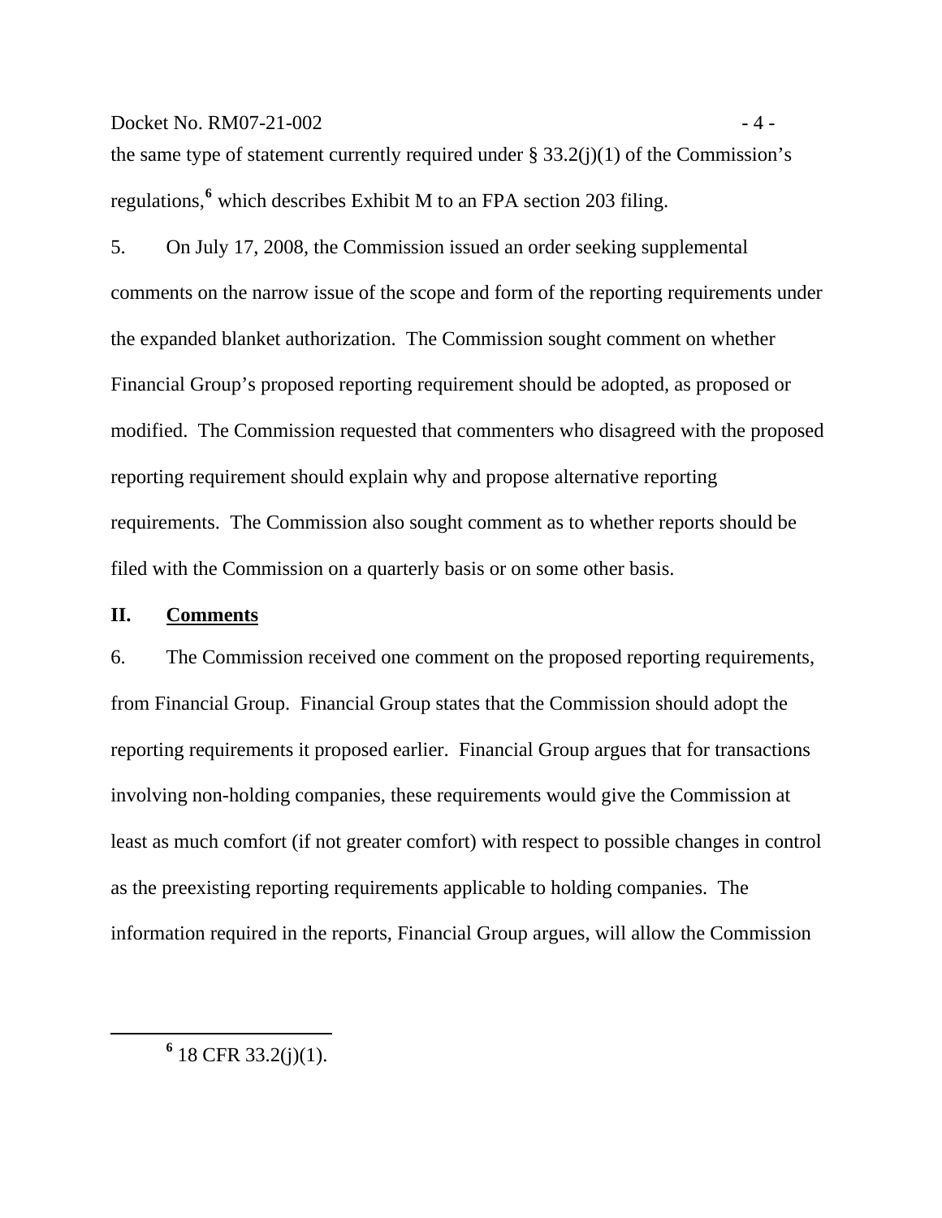the same type of statement currently required under § 33.2(j)(1) of the Commission's regulations,[6] which describes Exhibit M to an FPA section 203 filing.

5. On July 17, 2008, the Commission issued an order seeking supplemental comments on the narrow issue of the scope and form of the reporting requirements under the expanded blanket authorization. The Commission sought comment on whether Financial Group's proposed reporting requirement should be adopted, as proposed or modified. The Commission requested that commenters who disagreed with the proposed reporting requirement should explain why and propose alternative reporting requirements. The Commission also sought comment as to whether reports should be filed with the Commission on a quarterly basis or on some other basis.

## II. Comments

6. The Commission received one comment on the proposed reporting requirements, from Financial Group. Financial Group states that the Commission should adopt the reporting requirements it proposed earlier. Financial Group argues that for transactions involving non-holding companies, these requirements would give the Commission at least as much comfort (if not greater comfort) with respect to possible changes in control as the preexisting reporting requirements applicable to holding companies. The information required in the reports, Financial Group argues, will allow the Commission

[6] 18 CFR 33.2(j)(1).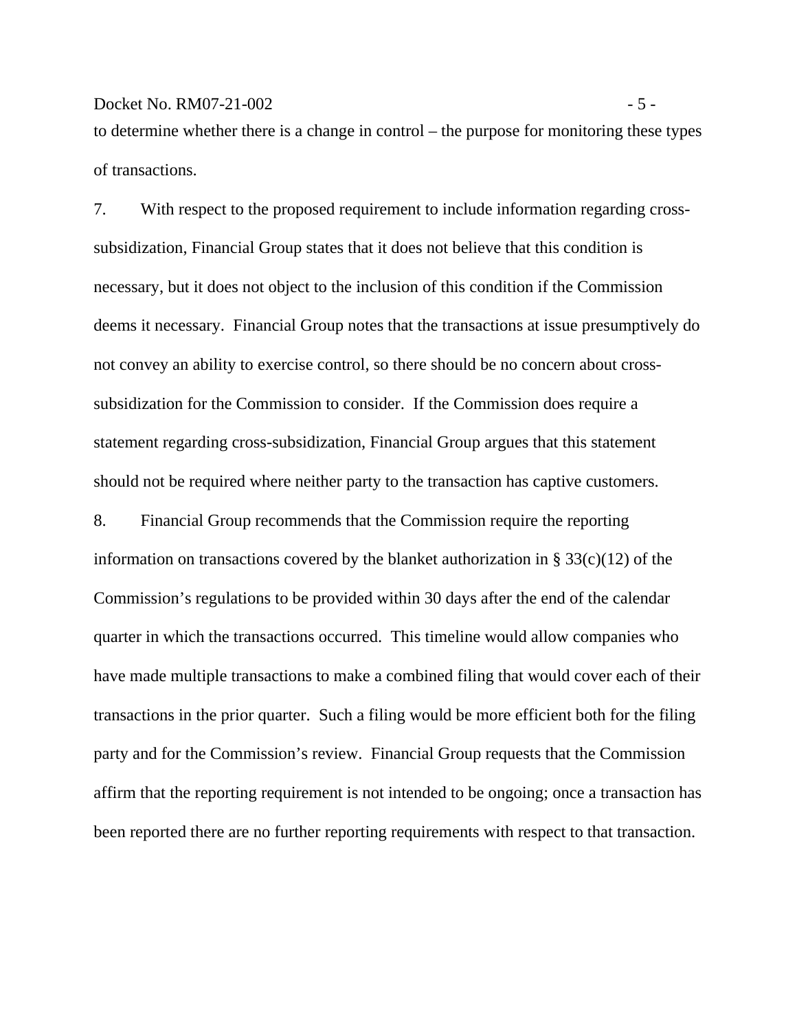to determine whether there is a change in control – the purpose for monitoring these types of transactions.

7. With respect to the proposed requirement to include information regarding cross-subsidization, Financial Group states that it does not believe that this condition is necessary, but it does not object to the inclusion of this condition if the Commission deems it necessary. Financial Group notes that the transactions at issue presumptively do not convey an ability to exercise control, so there should be no concern about cross-subsidization for the Commission to consider. If the Commission does require a statement regarding cross-subsidization, Financial Group argues that this statement should not be required where neither party to the transaction has captive customers.

8. Financial Group recommends that the Commission require the reporting information on transactions covered by the blanket authorization in § 33(c)(12) of the Commission's regulations to be provided within 30 days after the end of the calendar quarter in which the transactions occurred. This timeline would allow companies who have made multiple transactions to make a combined filing that would cover each of their transactions in the prior quarter. Such a filing would be more efficient both for the filing party and for the Commission's review. Financial Group requests that the Commission affirm that the reporting requirement is not intended to be ongoing; once a transaction has been reported there are no further reporting requirements with respect to that transaction.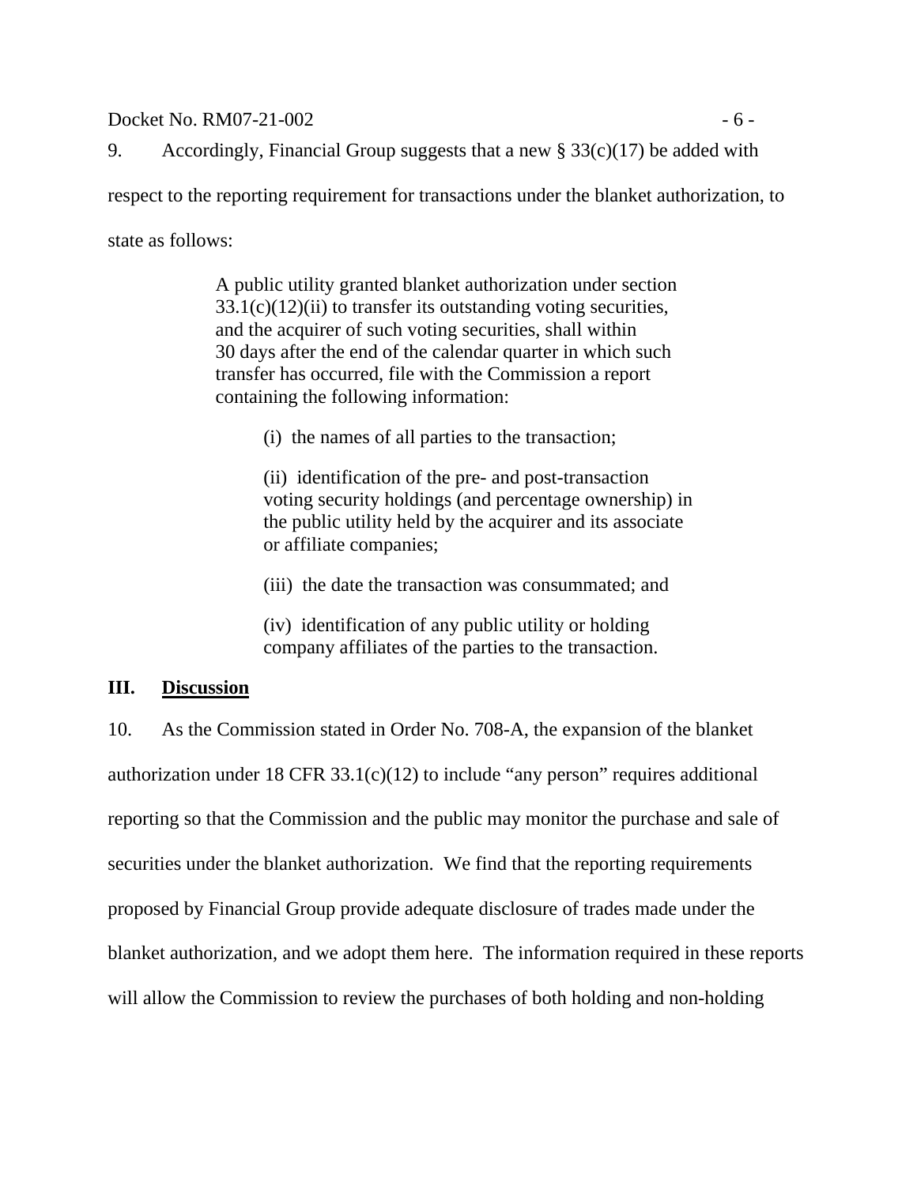9. Accordingly, Financial Group suggests that a new § 33(c)(17) be added with respect to the reporting requirement for transactions under the blanket authorization, to state as follows:

> A public utility granted blanket authorization under section 33.1(c)(12)(ii) to transfer its outstanding voting securities, and the acquirer of such voting securities, shall within 30 days after the end of the calendar quarter in which such transfer has occurred, file with the Commission a report containing the following information:
>
> (i) the names of all parties to the transaction;
>
> (ii) identification of the pre- and post-transaction voting security holdings (and percentage ownership) in the public utility held by the acquirer and its associate or affiliate companies;
>
> (iii) the date the transaction was consummated; and
>
> (iv) identification of any public utility or holding company affiliates of the parties to the transaction.

## III. Discussion

10. As the Commission stated in Order No. 708-A, the expansion of the blanket authorization under 18 CFR 33.1(c)(12) to include "any person" requires additional reporting so that the Commission and the public may monitor the purchase and sale of securities under the blanket authorization. We find that the reporting requirements proposed by Financial Group provide adequate disclosure of trades made under the blanket authorization, and we adopt them here. The information required in these reports will allow the Commission to review the purchases of both holding and non-holding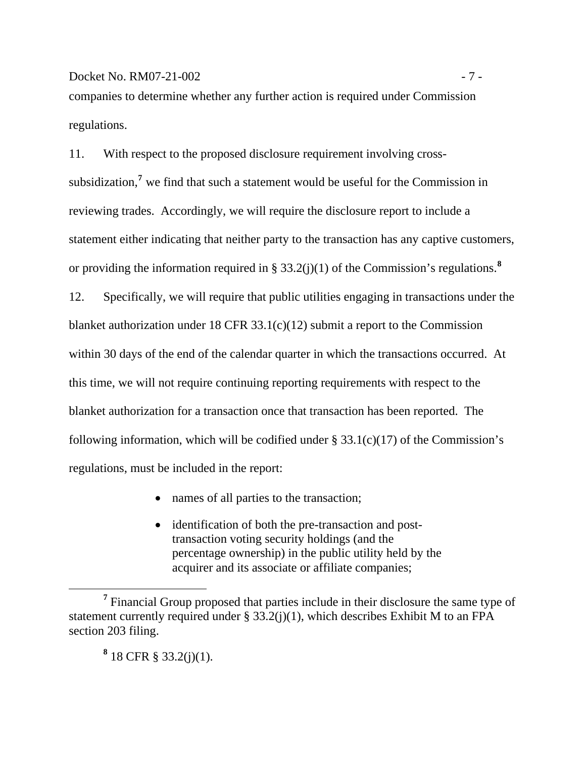companies to determine whether any further action is required under Commission regulations.

11. With respect to the proposed disclosure requirement involving cross-subsidization,[7] we find that such a statement would be useful for the Commission in reviewing trades. Accordingly, we will require the disclosure report to include a statement either indicating that neither party to the transaction has any captive customers, or providing the information required in § 33.2(j)(1) of the Commission's regulations.[8]

12. Specifically, we will require that public utilities engaging in transactions under the blanket authorization under 18 CFR 33.1(c)(12) submit a report to the Commission within 30 days of the end of the calendar quarter in which the transactions occurred. At this time, we will not require continuing reporting requirements with respect to the blanket authorization for a transaction once that transaction has been reported. The following information, which will be codified under § 33.1(c)(17) of the Commission's regulations, must be included in the report:

- names of all parties to the transaction;
- identification of both the pre-transaction and post-transaction voting security holdings (and the percentage ownership) in the public utility held by the acquirer and its associate or affiliate companies;

---

[7] Financial Group proposed that parties include in their disclosure the same type of statement currently required under § 33.2(j)(1), which describes Exhibit M to an FPA section 203 filing.

[8] 18 CFR § 33.2(j)(1).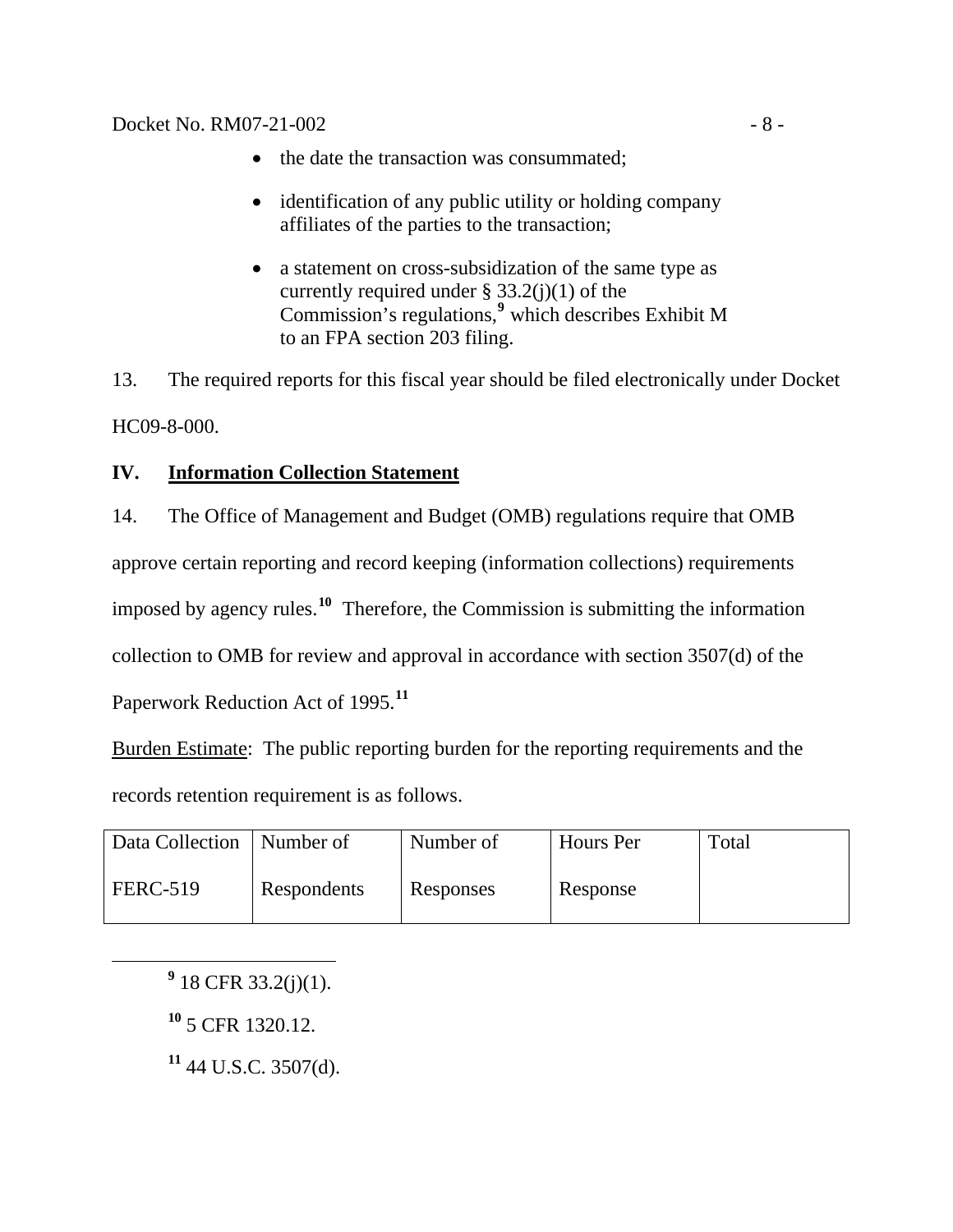- the date the transaction was consummated;
- identification of any public utility or holding company affiliates of the parties to the transaction;
- a statement on cross-subsidization of the same type as currently required under § 33.2(j)(1) of the Commission's regulations,[9] which describes Exhibit M to an FPA section 203 filing.

13. The required reports for this fiscal year should be filed electronically under Docket HC09-8-000.

## IV. Information Collection Statement

14. The Office of Management and Budget (OMB) regulations require that OMB approve certain reporting and record keeping (information collections) requirements imposed by agency rules.[10] Therefore, the Commission is submitting the information collection to OMB for review and approval in accordance with section 3507(d) of the Paperwork Reduction Act of 1995.[11]

Burden Estimate: The public reporting burden for the reporting requirements and the records retention requirement is as follows.

| Data Collection FERC-519 | Number of Respondents | Number of Responses | Hours Per Response | Total |
|---|---|---|---|---|

[9] 18 CFR 33.2(j)(1).

[10] 5 CFR 1320.12.

[11] 44 U.S.C. 3507(d).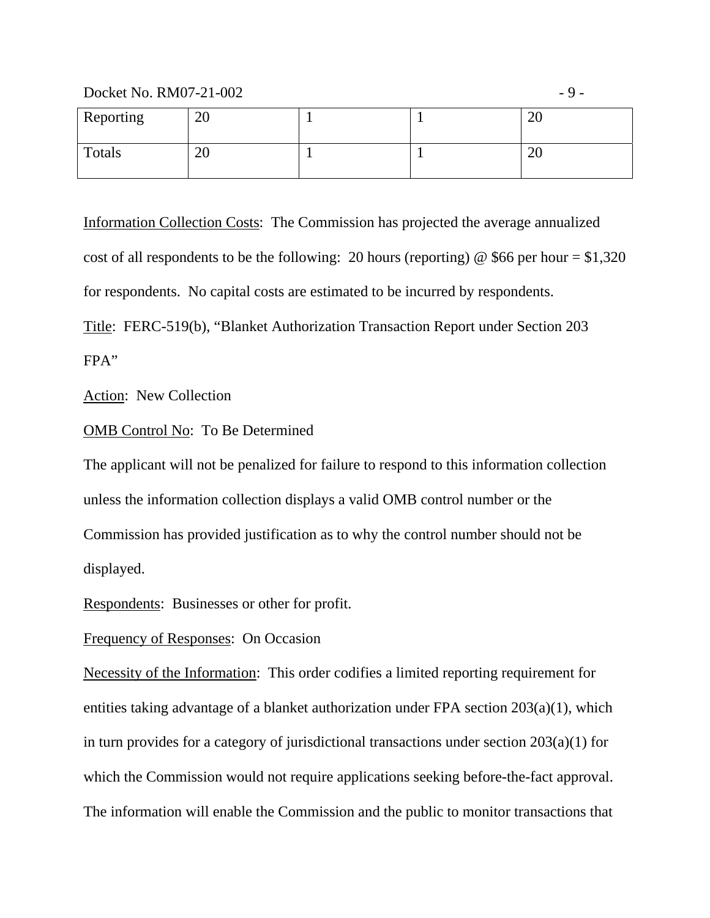| Reporting | 20 | 1 | 1 | 20 |
|---|---|---|---|---|
| Totals | 20 | 1 | 1 | 20 |

Information Collection Costs: The Commission has projected the average annualized cost of all respondents to be the following: 20 hours (reporting) @ $66 per hour = $1,320 for respondents. No capital costs are estimated to be incurred by respondents.

Title: FERC-519(b), "Blanket Authorization Transaction Report under Section 203 FPA"

Action: New Collection

OMB Control No: To Be Determined

The applicant will not be penalized for failure to respond to this information collection unless the information collection displays a valid OMB control number or the Commission has provided justification as to why the control number should not be displayed.

Respondents: Businesses or other for profit.

Frequency of Responses: On Occasion

Necessity of the Information: This order codifies a limited reporting requirement for entities taking advantage of a blanket authorization under FPA section 203(a)(1), which in turn provides for a category of jurisdictional transactions under section 203(a)(1) for which the Commission would not require applications seeking before-the-fact approval. The information will enable the Commission and the public to monitor transactions that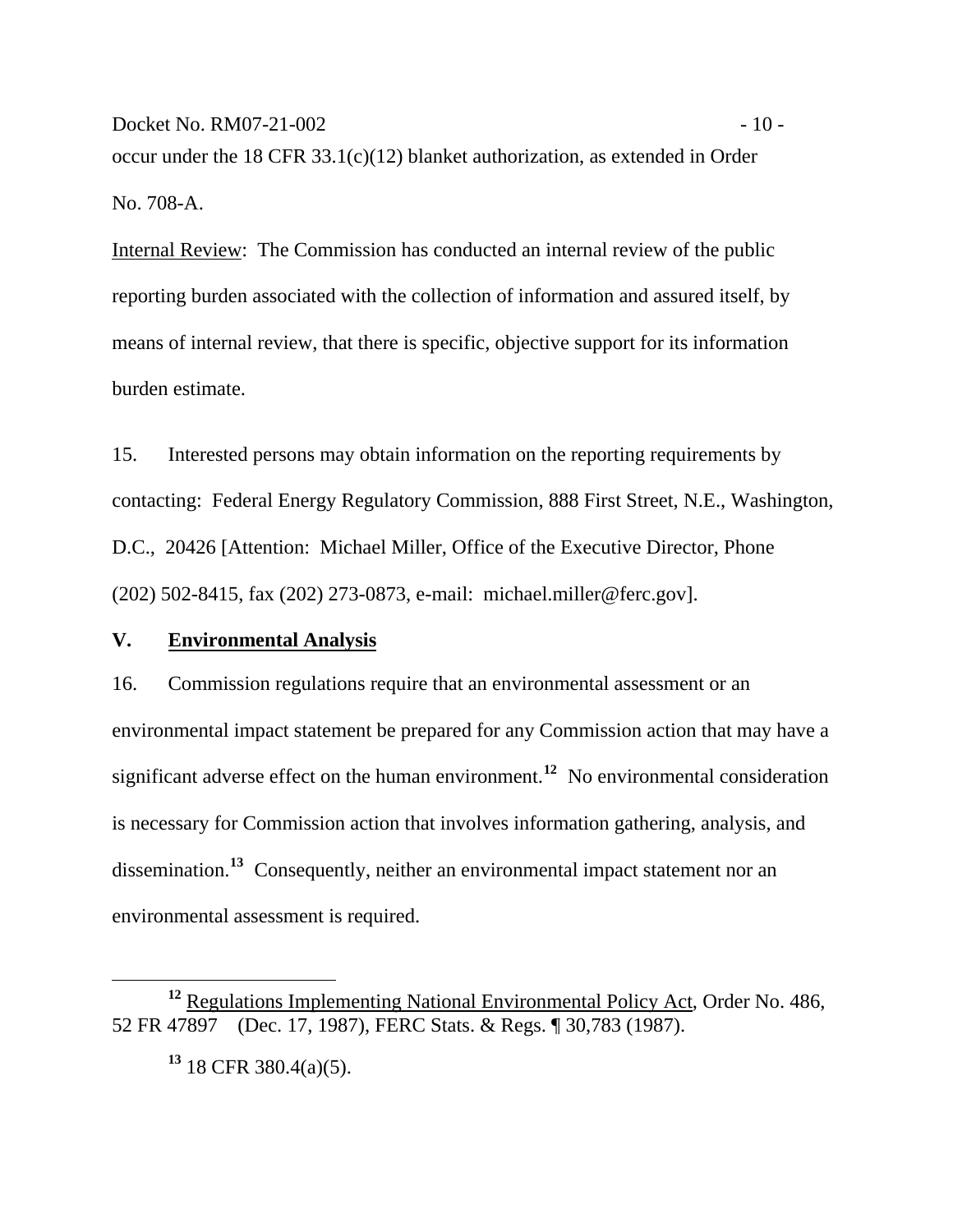occur under the 18 CFR 33.1(c)(12) blanket authorization, as extended in Order No. 708-A.

Internal Review: The Commission has conducted an internal review of the public reporting burden associated with the collection of information and assured itself, by means of internal review, that there is specific, objective support for its information burden estimate.

15. Interested persons may obtain information on the reporting requirements by contacting: Federal Energy Regulatory Commission, 888 First Street, N.E., Washington, D.C., 20426 [Attention: Michael Miller, Office of the Executive Director, Phone (202) 502-8415, fax (202) 273-0873, e-mail: michael.miller@ferc.gov].

## V. Environmental Analysis

16. Commission regulations require that an environmental assessment or an environmental impact statement be prepared for any Commission action that may have a significant adverse effect on the human environment.[12] No environmental consideration is necessary for Commission action that involves information gathering, analysis, and dissemination.[13] Consequently, neither an environmental impact statement nor an environmental assessment is required.

---

[12] Regulations Implementing National Environmental Policy Act, Order No. 486, 52 FR 47897 (Dec. 17, 1987), FERC Stats. & Regs. ¶ 30,783 (1987).

[13] 18 CFR 380.4(a)(5).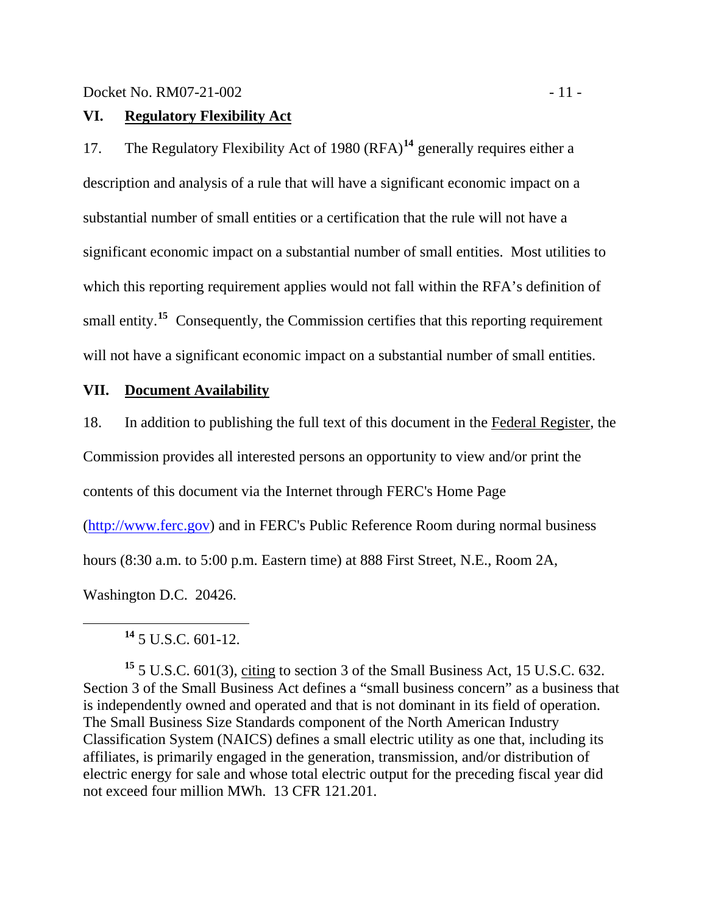## VI. Regulatory Flexibility Act

17. The Regulatory Flexibility Act of 1980 (RFA)[14] generally requires either a description and analysis of a rule that will have a significant economic impact on a substantial number of small entities or a certification that the rule will not have a significant economic impact on a substantial number of small entities. Most utilities to which this reporting requirement applies would not fall within the RFA's definition of small entity.[15] Consequently, the Commission certifies that this reporting requirement will not have a significant economic impact on a substantial number of small entities.

## VII. Document Availability

18. In addition to publishing the full text of this document in the Federal Register, the Commission provides all interested persons an opportunity to view and/or print the contents of this document via the Internet through FERC's Home Page (http://www.ferc.gov) and in FERC's Public Reference Room during normal business hours (8:30 a.m. to 5:00 p.m. Eastern time) at 888 First Street, N.E., Room 2A, Washington D.C. 20426.

---

[14] 5 U.S.C. 601-12.

[15] 5 U.S.C. 601(3), citing to section 3 of the Small Business Act, 15 U.S.C. 632. Section 3 of the Small Business Act defines a "small business concern" as a business that is independently owned and operated and that is not dominant in its field of operation. The Small Business Size Standards component of the North American Industry Classification System (NAICS) defines a small electric utility as one that, including its affiliates, is primarily engaged in the generation, transmission, and/or distribution of electric energy for sale and whose total electric output for the preceding fiscal year did not exceed four million MWh. 13 CFR 121.201.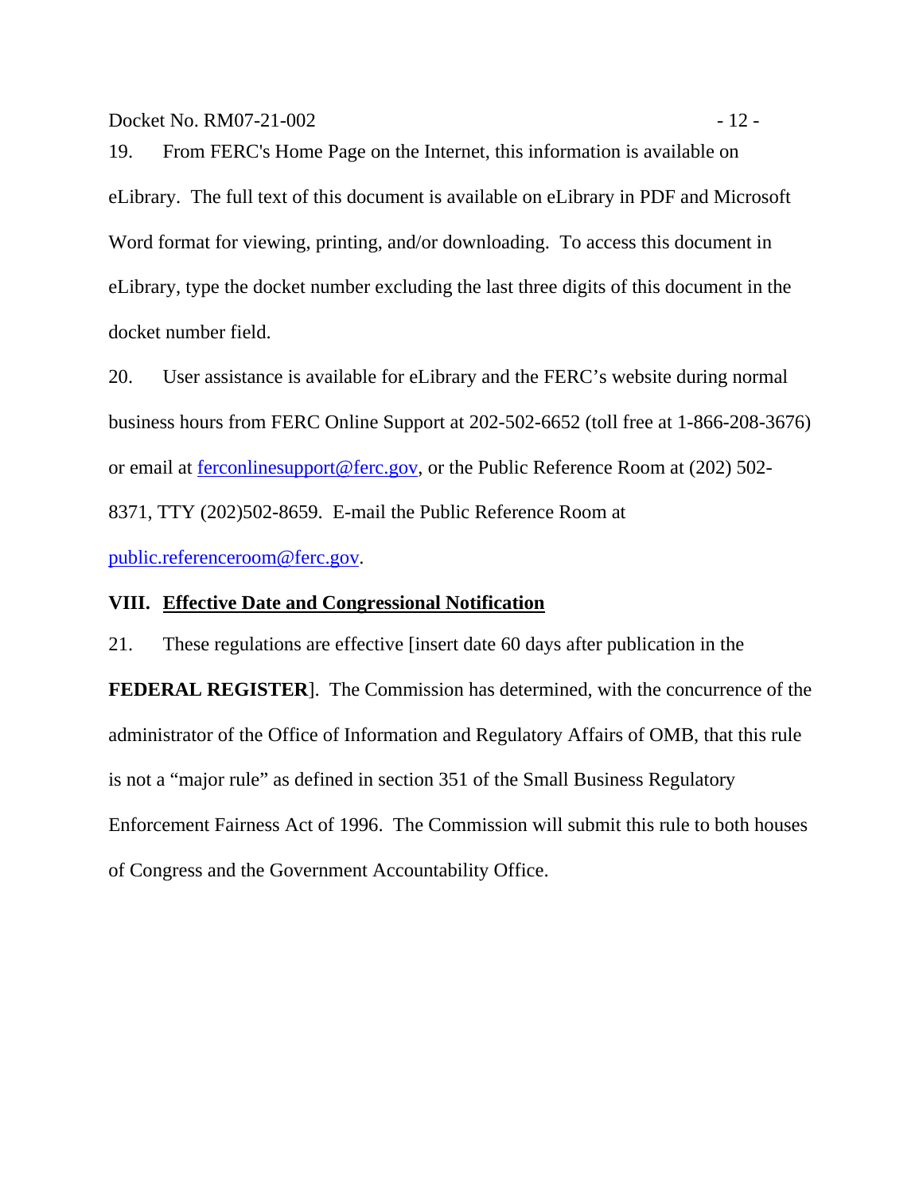19. From FERC's Home Page on the Internet, this information is available on eLibrary. The full text of this document is available on eLibrary in PDF and Microsoft Word format for viewing, printing, and/or downloading. To access this document in eLibrary, type the docket number excluding the last three digits of this document in the docket number field.

20. User assistance is available for eLibrary and the FERC's website during normal business hours from FERC Online Support at 202-502-6652 (toll free at 1-866-208-3676) or email at ferconlinesupport@ferc.gov, or the Public Reference Room at (202) 502-8371, TTY (202)502-8659. E-mail the Public Reference Room at public.referenceroom@ferc.gov.

## VIII. Effective Date and Congressional Notification

21. These regulations are effective [insert date 60 days after publication in the **FEDERAL REGISTER**]. The Commission has determined, with the concurrence of the administrator of the Office of Information and Regulatory Affairs of OMB, that this rule is not a "major rule" as defined in section 351 of the Small Business Regulatory Enforcement Fairness Act of 1996. The Commission will submit this rule to both houses of Congress and the Government Accountability Office.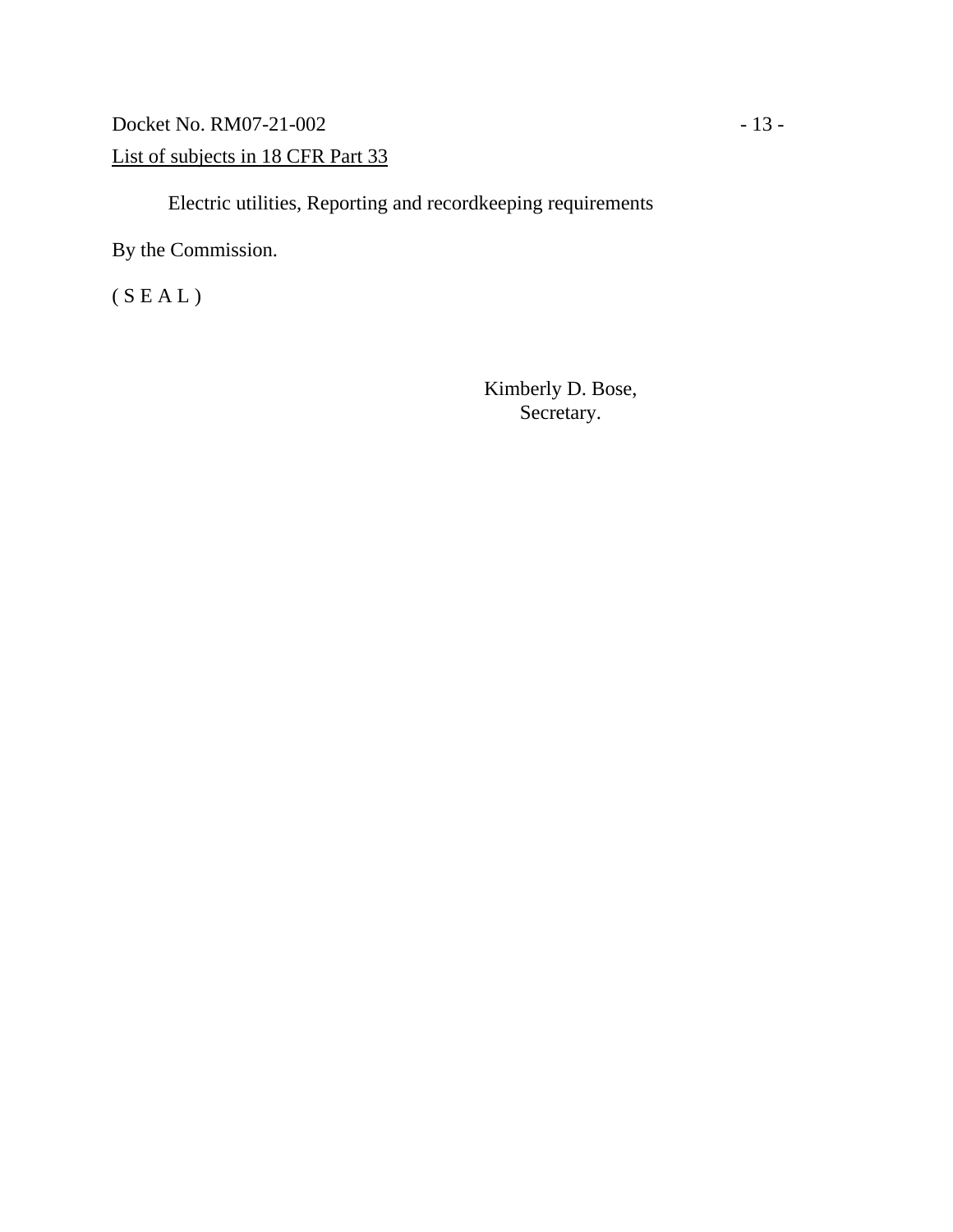List of subjects in 18 CFR Part 33

Electric utilities, Reporting and recordkeeping requirements

By the Commission.

( S E A L )

Kimberly D. Bose,
Secretary.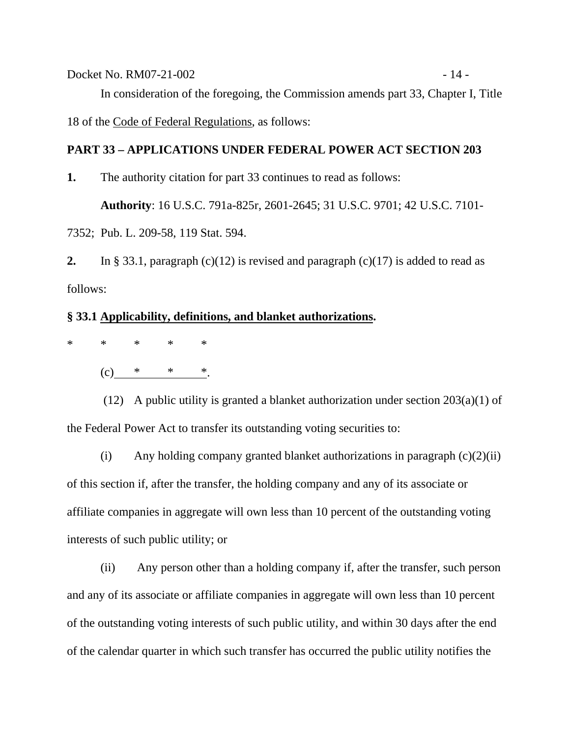In consideration of the foregoing, the Commission amends part 33, Chapter I, Title 18 of the Code of Federal Regulations, as follows:

**PART 33 – APPLICATIONS UNDER FEDERAL POWER ACT SECTION 203**

**1.** The authority citation for part 33 continues to read as follows:

**Authority**: 16 U.S.C. 791a-825r, 2601-2645; 31 U.S.C. 9701; 42 U.S.C. 7101-7352; Pub. L. 209-58, 119 Stat. 594.

**2.** In § 33.1, paragraph (c)(12) is revised and paragraph (c)(17) is added to read as follows:

**§ 33.1 Applicability, definitions, and blanket authorizations.**

\* \* \* \* \*

(c) \* \* \*.

(12) A public utility is granted a blanket authorization under section 203(a)(1) of the Federal Power Act to transfer its outstanding voting securities to:

(i) Any holding company granted blanket authorizations in paragraph (c)(2)(ii) of this section if, after the transfer, the holding company and any of its associate or affiliate companies in aggregate will own less than 10 percent of the outstanding voting interests of such public utility; or

(ii) Any person other than a holding company if, after the transfer, such person and any of its associate or affiliate companies in aggregate will own less than 10 percent of the outstanding voting interests of such public utility, and within 30 days after the end of the calendar quarter in which such transfer has occurred the public utility notifies the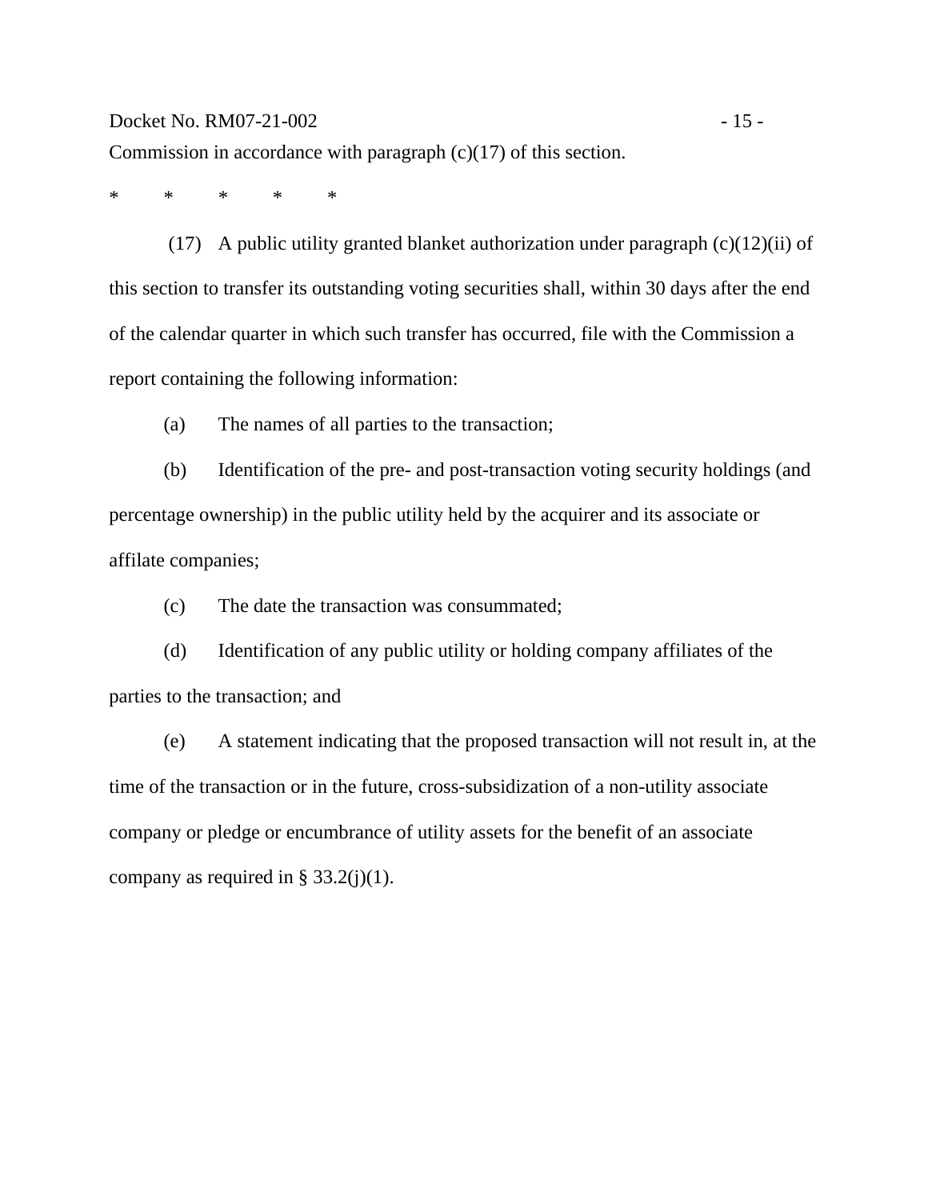Commission in accordance with paragraph (c)(17) of this section.

*     *     *     *     *

(17) A public utility granted blanket authorization under paragraph (c)(12)(ii) of this section to transfer its outstanding voting securities shall, within 30 days after the end of the calendar quarter in which such transfer has occurred, file with the Commission a report containing the following information:

(a) The names of all parties to the transaction;

(b) Identification of the pre- and post-transaction voting security holdings (and percentage ownership) in the public utility held by the acquirer and its associate or affilate companies;

(c) The date the transaction was consummated;

(d) Identification of any public utility or holding company affiliates of the parties to the transaction; and

(e) A statement indicating that the proposed transaction will not result in, at the time of the transaction or in the future, cross-subsidization of a non-utility associate company or pledge or encumbrance of utility assets for the benefit of an associate company as required in § 33.2(j)(1).